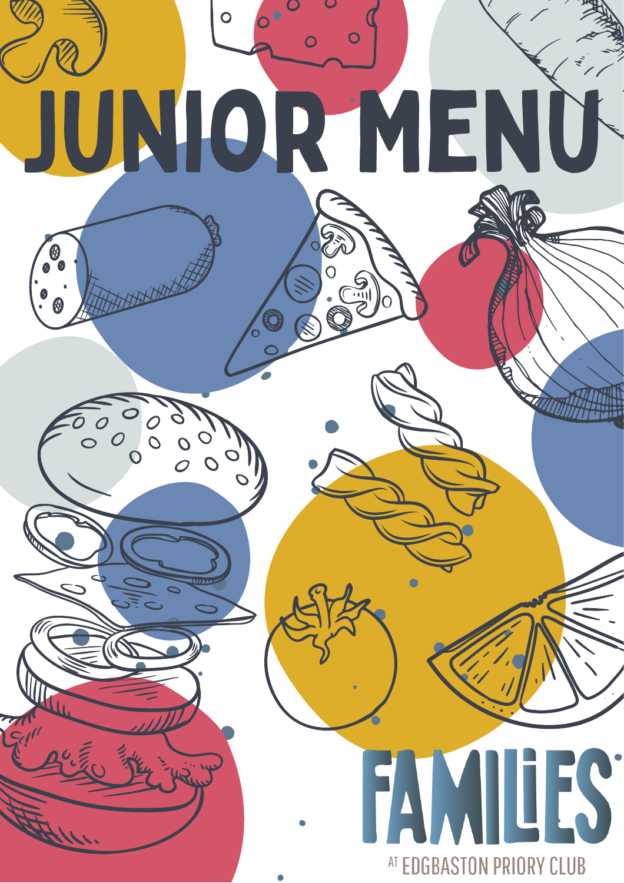# JUNIOR MENU

FAMILiES

AT EDGBASTON PRIORY CLUB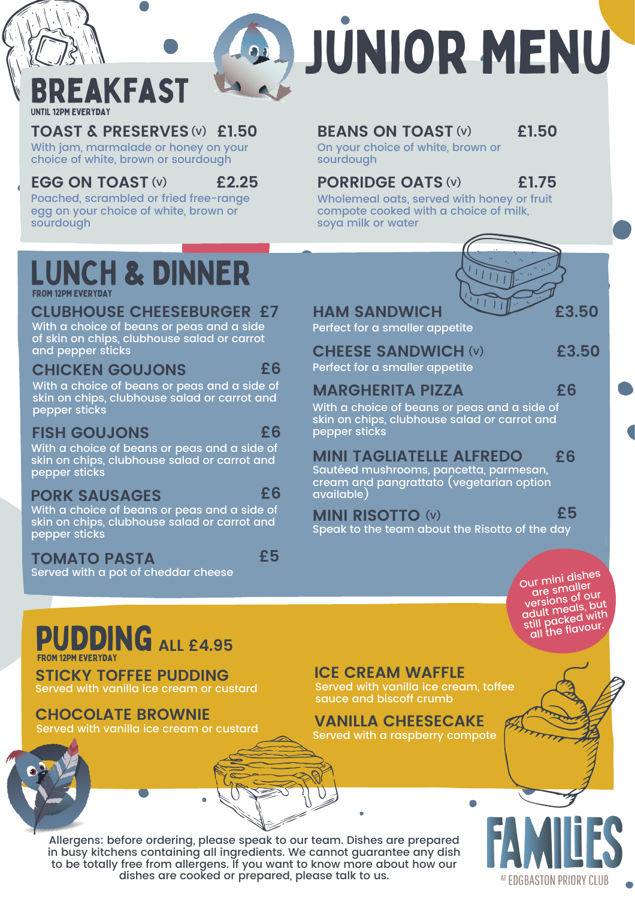# JUNIOR MENU

## BREAKFAST

UNTIL 12PM EVERYDAY

**TOAST & PRESERVES (v) £1.50**
With jam, marmalade or honey on your choice of white, brown or sourdough

**EGG ON TOAST (v) £2.25**
Poached, scrambled or fried free-range egg on your choice of white, brown or sourdough

**BEANS ON TOAST (v) £1.50**
On your choice of white, brown or sourdough

**PORRIDGE OATS (v) £1.75**
Wholemeal oats, served with honey or fruit compote cooked with a choice of milk, soya milk or water

## LUNCH & DINNER

FROM 12PM EVERYDAY

**CLUBHOUSE CHEESEBURGER £7**
With a choice of beans or peas and a side of skin on chips, clubhouse salad or carrot and pepper sticks

**CHICKEN GOUJONS £6**
With a choice of beans or peas and a side of skin on chips, clubhouse salad or carrot and pepper sticks

**FISH GOUJONS £6**
With a choice of beans or peas and a side of skin on chips, clubhouse salad or carrot and pepper sticks

**PORK SAUSAGES £6**
With a choice of beans or peas and a side of skin on chips, clubhouse salad or carrot and pepper sticks

**TOMATO PASTA £5**
Served with a pot of cheddar cheese

**HAM SANDWICH £3.50**
Perfect for a smaller appetite

**CHEESE SANDWICH (v) £3.50**
Perfect for a smaller appetite

**MARGHERITA PIZZA £6**
With a choice of beans or peas and a side of skin on chips, clubhouse salad or carrot and pepper sticks

**MINI TAGLIATELLE ALFREDO £6**
Sautéed mushrooms, pancetta, parmesan, cream and pangrattato (vegetarian option available)

**MINI RISOTTO (v) £5**
Speak to the team about the Risotto of the day

Our mini dishes are smaller versions of our adult meals, but still packed with all the flavour.

## PUDDING ALL £4.95

FROM 12PM EVERYDAY

**STICKY TOFFEE PUDDING**
Served with vanilla ice cream or custard

**CHOCOLATE BROWNIE**
Served with vanilla ice cream or custard

**ICE CREAM WAFFLE**
Served with vanilla ice cream, toffee sauce and biscoff crumb

**VANILLA CHEESECAKE**
Served with a raspberry compote

Allergens: before ordering, please speak to our team. Dishes are prepared in busy kitchens containing all ingredients. We cannot guarantee any dish to be totally free from allergens. If you want to know more about how our dishes are cooked or prepared, please talk to us.

FAMILIES AT EDGBASTON PRIORY CLUB